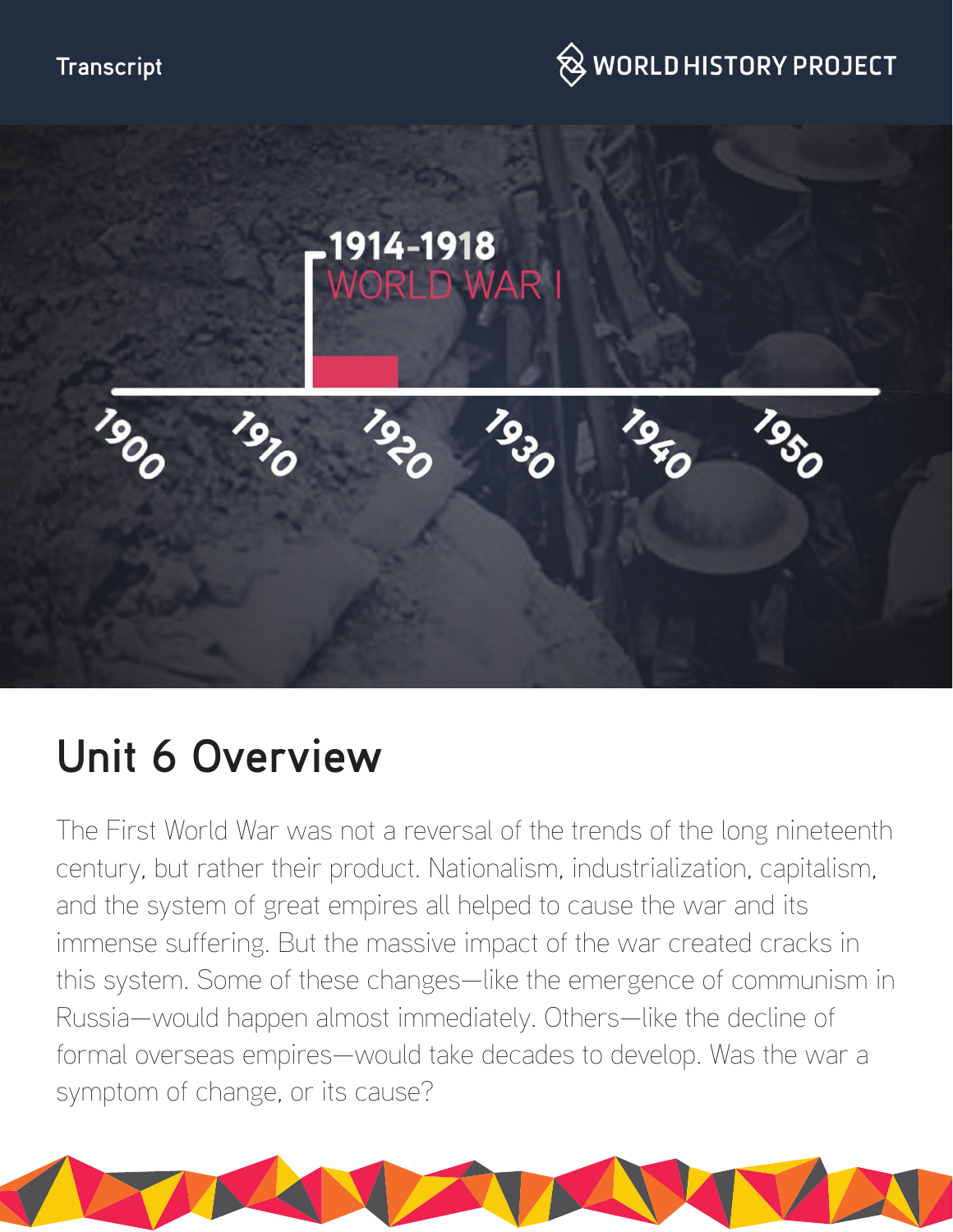Transcript

WORLD HISTORY PROJECT

1914-1918
WORLD WAR I

1900 1910 1920 1930 1940 1950

# Unit 6 Overview

The First World War was not a reversal of the trends of the long nineteenth century, but rather their product. Nationalism, industrialization, capitalism, and the system of great empires all helped to cause the war and its immense suffering. But the massive impact of the war created cracks in this system. Some of these changes—like the emergence of communism in Russia—would happen almost immediately. Others—like the decline of formal overseas empires—would take decades to develop. Was the war a symptom of change, or its cause?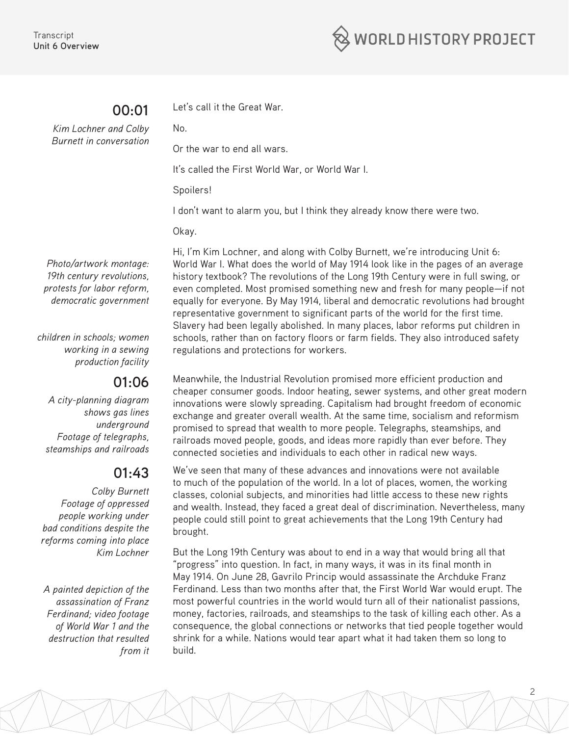**00:01**

*Kim Lochner and Colby Burnett in conversation*

Let's call it the Great War.

No.

Or the war to end all wars.

It's called the First World War, or World War I.

Spoilers!

I don't want to alarm you, but I think they already know there were two.

Okay.

*Photo/artwork montage: 19th century revolutions, protests for labor reform, democratic government*

Hi, I'm Kim Lochner, and along with Colby Burnett, we're introducing Unit 6: World War I. What does the world of May 1914 look like in the pages of an average history textbook? The revolutions of the Long 19th Century were in full swing, or even completed. Most promised something new and fresh for many people—if not equally for everyone. By May 1914, liberal and democratic revolutions had brought representative government to significant parts of the world for the first time. Slavery had been legally abolished. In many places, labor reforms put children in schools, rather than on factory floors or farm fields. They also introduced safety regulations and protections for workers.

*children in schools; women working in a sewing production facility*

**01:06**

*A city-planning diagram shows gas lines underground*
*Footage of telegraphs, steamships and railroads*

Meanwhile, the Industrial Revolution promised more efficient production and cheaper consumer goods. Indoor heating, sewer systems, and other great modern innovations were slowly spreading. Capitalism had brought freedom of economic exchange and greater overall wealth. At the same time, socialism and reformism promised to spread that wealth to more people. Telegraphs, steamships, and railroads moved people, goods, and ideas more rapidly than ever before. They connected societies and individuals to each other in radical new ways.

**01:43**

*Colby Burnett*
*Footage of oppressed people working under bad conditions despite the reforms coming into place*
*Kim Lochner*

We've seen that many of these advances and innovations were not available to much of the population of the world. In a lot of places, women, the working classes, colonial subjects, and minorities had little access to these new rights and wealth. Instead, they faced a great deal of discrimination. Nevertheless, many people could still point to great achievements that the Long 19th Century had brought.

*A painted depiction of the assassination of Franz Ferdinand; video footage of World War 1 and the destruction that resulted from it*

But the Long 19th Century was about to end in a way that would bring all that "progress" into question. In fact, in many ways, it was in its final month in May 1914. On June 28, Gavrilo Princip would assassinate the Archduke Franz Ferdinand. Less than two months after that, the First World War would erupt. The most powerful countries in the world would turn all of their nationalist passions, money, factories, railroads, and steamships to the task of killing each other. As a consequence, the global connections or networks that tied people together would shrink for a while. Nations would tear apart what it had taken them so long to build.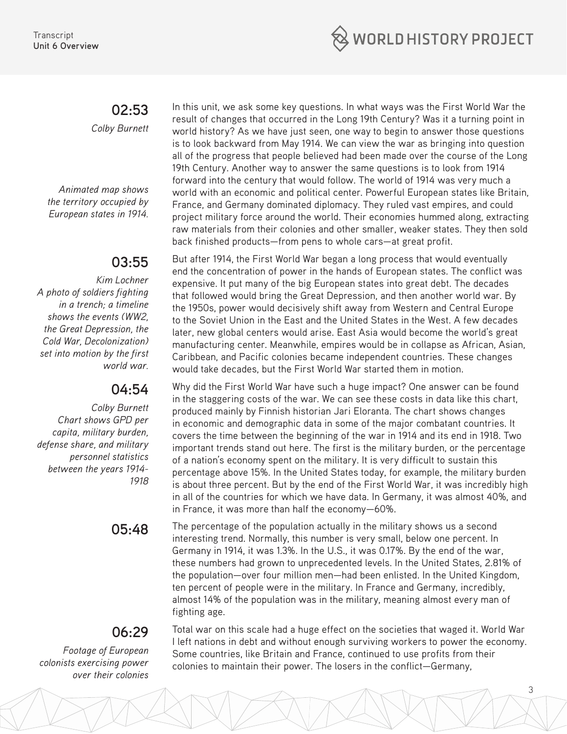**02:53**

*Colby Burnett*

In this unit, we ask some key questions. In what ways was the First World War the result of changes that occurred in the Long 19th Century? Was it a turning point in world history? As we have just seen, one way to begin to answer those questions is to look backward from May 1914. We can view the war as bringing into question all of the progress that people believed had been made over the course of the Long 19th Century. Another way to answer the same questions is to look from 1914 forward into the century that would follow. The world of 1914 was very much a world with an economic and political center. Powerful European states like Britain, France, and Germany dominated diplomacy. They ruled vast empires, and could project military force around the world. Their economies hummed along, extracting raw materials from their colonies and other smaller, weaker states. They then sold back finished products—from pens to whole cars—at great profit.

*Animated map shows the territory occupied by European states in 1914.*

**03:55**

*Kim Lochner*
*A photo of soldiers fighting in a trench; a timeline shows the events (WW2, the Great Depression, the Cold War, Decolonization) set into motion by the first world war.*

But after 1914, the First World War began a long process that would eventually end the concentration of power in the hands of European states. The conflict was expensive. It put many of the big European states into great debt. The decades that followed would bring the Great Depression, and then another world war. By the 1950s, power would decisively shift away from Western and Central Europe to the Soviet Union in the East and the United States in the West. A few decades later, new global centers would arise. East Asia would become the world's great manufacturing center. Meanwhile, empires would be in collapse as African, Asian, Caribbean, and Pacific colonies became independent countries. These changes would take decades, but the First World War started them in motion.

**04:54**

*Colby Burnett*
*Chart shows GPD per capita, military burden, defense share, and military personnel statistics between the years 1914-1918*

Why did the First World War have such a huge impact? One answer can be found in the staggering costs of the war. We can see these costs in data like this chart, produced mainly by Finnish historian Jari Eloranta. The chart shows changes in economic and demographic data in some of the major combatant countries. It covers the time between the beginning of the war in 1914 and its end in 1918. Two important trends stand out here. The first is the military burden, or the percentage of a nation's economy spent on the military. It is very difficult to sustain this percentage above 15%. In the United States today, for example, the military burden is about three percent. But by the end of the First World War, it was incredibly high in all of the countries for which we have data. In Germany, it was almost 40%, and in France, it was more than half the economy—60%.

**05:48**

The percentage of the population actually in the military shows us a second interesting trend. Normally, this number is very small, below one percent. In Germany in 1914, it was 1.3%. In the U.S., it was 0.17%. By the end of the war, these numbers had grown to unprecedented levels. In the United States, 2.81% of the population—over four million men—had been enlisted. In the United Kingdom, ten percent of people were in the military. In France and Germany, incredibly, almost 14% of the population was in the military, meaning almost every man of fighting age.

**06:29**

*Footage of European colonists exercising power over their colonies*

Total war on this scale had a huge effect on the societies that waged it. World War I left nations in debt and without enough surviving workers to power the economy. Some countries, like Britain and France, continued to use profits from their colonies to maintain their power. The losers in the conflict—Germany,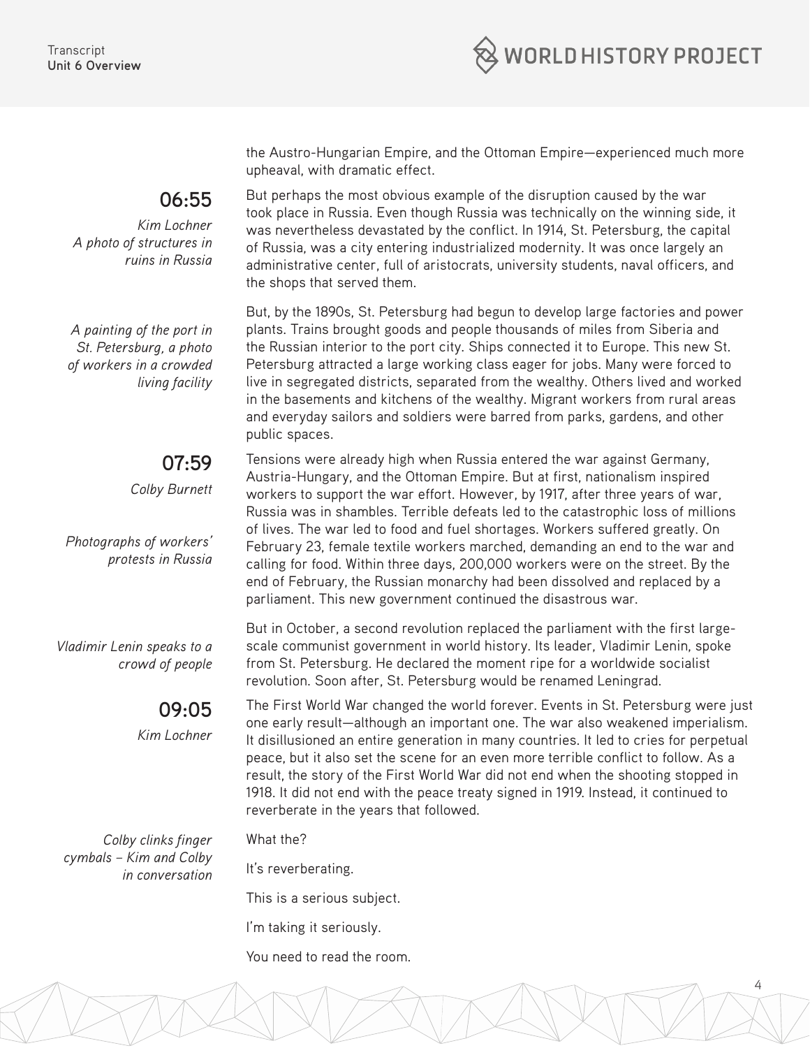the Austro-Hungarian Empire, and the Ottoman Empire—experienced much more upheaval, with dramatic effect.

**06:55**

*Kim Lochner*

*A photo of structures in ruins in Russia*

But perhaps the most obvious example of the disruption caused by the war took place in Russia. Even though Russia was technically on the winning side, it was nevertheless devastated by the conflict. In 1914, St. Petersburg, the capital of Russia, was a city entering industrialized modernity. It was once largely an administrative center, full of aristocrats, university students, naval officers, and the shops that served them.

*A painting of the port in St. Petersburg, a photo of workers in a crowded living facility*

But, by the 1890s, St. Petersburg had begun to develop large factories and power plants. Trains brought goods and people thousands of miles from Siberia and the Russian interior to the port city. Ships connected it to Europe. This new St. Petersburg attracted a large working class eager for jobs. Many were forced to live in segregated districts, separated from the wealthy. Others lived and worked in the basements and kitchens of the wealthy. Migrant workers from rural areas and everyday sailors and soldiers were barred from parks, gardens, and other public spaces.

**07:59**

*Colby Burnett*

*Photographs of workers' protests in Russia*

Tensions were already high when Russia entered the war against Germany, Austria-Hungary, and the Ottoman Empire. But at first, nationalism inspired workers to support the war effort. However, by 1917, after three years of war, Russia was in shambles. Terrible defeats led to the catastrophic loss of millions of lives. The war led to food and fuel shortages. Workers suffered greatly. On February 23, female textile workers marched, demanding an end to the war and calling for food. Within three days, 200,000 workers were on the street. By the end of February, the Russian monarchy had been dissolved and replaced by a parliament. This new government continued the disastrous war.

*Vladimir Lenin speaks to a crowd of people*

But in October, a second revolution replaced the parliament with the first large-scale communist government in world history. Its leader, Vladimir Lenin, spoke from St. Petersburg. He declared the moment ripe for a worldwide socialist revolution. Soon after, St. Petersburg would be renamed Leningrad.

**09:05**

*Kim Lochner*

The First World War changed the world forever. Events in St. Petersburg were just one early result—although an important one. The war also weakened imperialism. It disillusioned an entire generation in many countries. It led to cries for perpetual peace, but it also set the scene for an even more terrible conflict to follow. As a result, the story of the First World War did not end when the shooting stopped in 1918. It did not end with the peace treaty signed in 1919. Instead, it continued to reverberate in the years that followed.

*Colby clinks finger cymbals – Kim and Colby in conversation*

What the?

It's reverberating.

This is a serious subject.

I'm taking it seriously.

You need to read the room.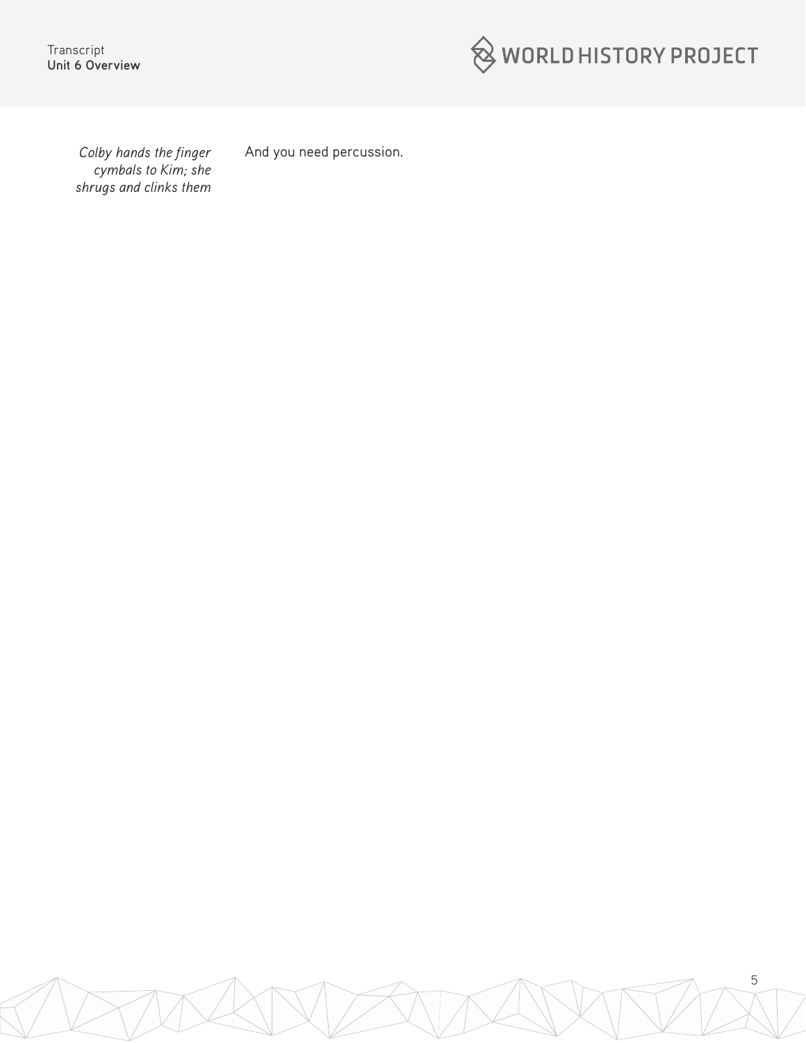| | |
|---|---|
| *Colby hands the finger cymbals to Kim; she shrugs and clinks them* | And you need percussion. |